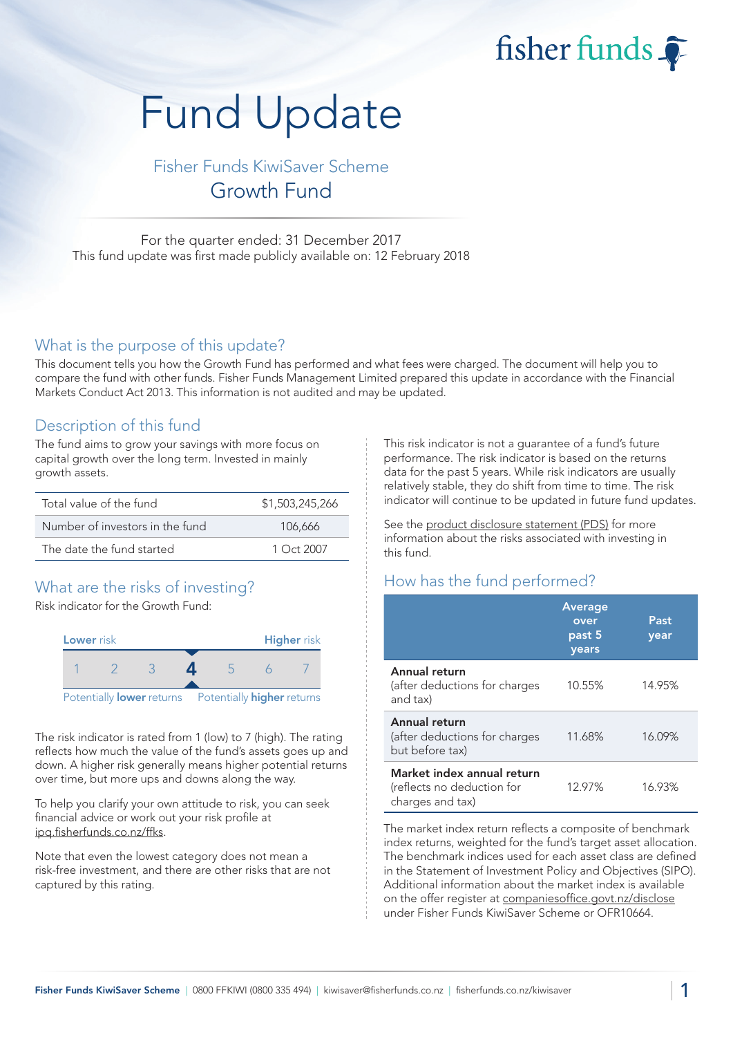fisher funds

# Fund Update

## Fisher Funds KiwiSaver Scheme
## Growth Fund

For the quarter ended: 31 December 2017
This fund update was first made publicly available on: 12 February 2018

## What is the purpose of this update?

This document tells you how the Growth Fund has performed and what fees were charged. The document will help you to compare the fund with other funds. Fisher Funds Management Limited prepared this update in accordance with the Financial Markets Conduct Act 2013. This information is not audited and may be updated.

## Description of this fund

The fund aims to grow your savings with more focus on capital growth over the long term. Invested in mainly growth assets.

| | |
|---|---|
| Total value of the fund | $1,503,245,266 |
| Number of investors in the fund | 106,666 |
| The date the fund started | 1 Oct 2007 |

## What are the risks of investing?

Risk indicator for the Growth Fund:

| Lower risk | | | | | | Higher risk |
|---|---|---|---|---|---|---|
| 1 | 2 | 3 | **4** | 5 | 6 | 7 |

Potentially **lower** returns — Potentially **higher** returns

The risk indicator is rated from 1 (low) to 7 (high). The rating reflects how much the value of the fund's assets goes up and down. A higher risk generally means higher potential returns over time, but more ups and downs along the way.

To help you clarify your own attitude to risk, you can seek financial advice or work out your risk profile at ipq.fisherfunds.co.nz/ffks.

Note that even the lowest category does not mean a risk-free investment, and there are other risks that are not captured by this rating.

This risk indicator is not a guarantee of a fund's future performance. The risk indicator is based on the returns data for the past 5 years. While risk indicators are usually relatively stable, they do shift from time to time. The risk indicator will continue to be updated in future fund updates.

See the product disclosure statement (PDS) for more information about the risks associated with investing in this fund.

## How has the fund performed?

| | Average over past 5 years | Past year |
|---|---|---|
| **Annual return** (after deductions for charges and tax) | 10.55% | 14.95% |
| **Annual return** (after deductions for charges but before tax) | 11.68% | 16.09% |
| **Market index annual return** (reflects no deduction for charges and tax) | 12.97% | 16.93% |

The market index return reflects a composite of benchmark index returns, weighted for the fund's target asset allocation. The benchmark indices used for each asset class are defined in the Statement of Investment Policy and Objectives (SIPO). Additional information about the market index is available on the offer register at companiesoffice.govt.nz/disclose under Fisher Funds KiwiSaver Scheme or OFR10664.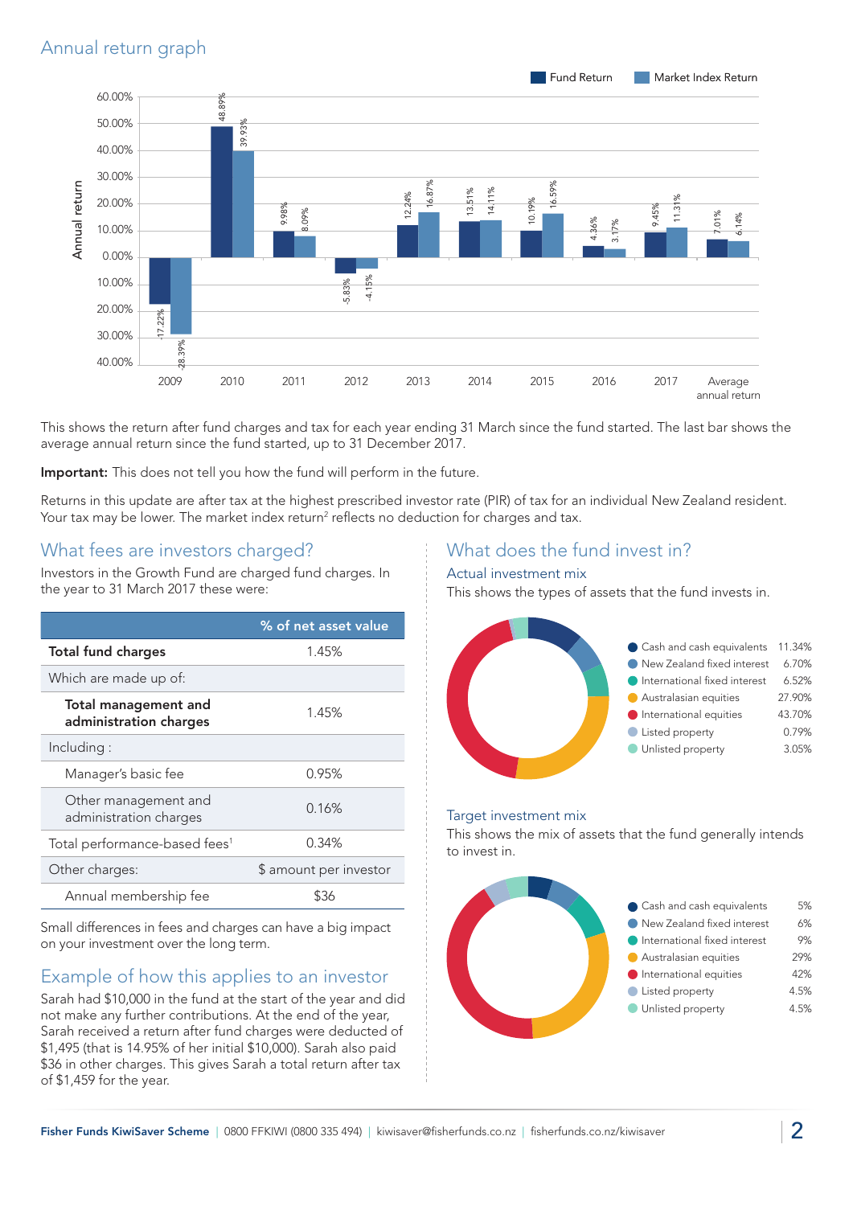## Annual return graph

| Year | Fund Return | Market Index Return |
|---|---|---|
| 2009 | -17.22% | -28.39% |
| 2010 | 48.89% | 39.93% |
| 2011 | 9.98% | 8.09% |
| 2012 | -5.83% | -4.15% |
| 2013 | 12.24% | 16.87% |
| 2014 | 13.51% | 14.11% |
| 2015 | 10.19% | 16.59% |
| 2016 | 4.36% | 3.17% |
| 2017 | 9.45% | 11.31% |
| Average annual return | 7.01% | 6.14% |

This shows the return after fund charges and tax for each year ending 31 March since the fund started. The last bar shows the average annual return since the fund started, up to 31 December 2017.

**Important:** This does not tell you how the fund will perform in the future.

Returns in this update are after tax at the highest prescribed investor rate (PIR) of tax for an individual New Zealand resident. Your tax may be lower. The market index return[2] reflects no deduction for charges and tax.

## What fees are investors charged?

Investors in the Growth Fund are charged fund charges. In the year to 31 March 2017 these were:

| | % of net asset value |
|---|---|
| **Total fund charges** | 1.45% |
| Which are made up of: | |
| **Total management and administration charges** | 1.45% |
| Including : | |
| Manager's basic fee | 0.95% |
| Other management and administration charges | 0.16% |
| Total performance-based fees[1] | 0.34% |
| Other charges: | $ amount per investor |
| Annual membership fee | $36 |

Small differences in fees and charges can have a big impact on your investment over the long term.

## Example of how this applies to an investor

Sarah had $10,000 in the fund at the start of the year and did not make any further contributions. At the end of the year, Sarah received a return after fund charges were deducted of $1,495 (that is 14.95% of her initial $10,000). Sarah also paid $36 in other charges. This gives Sarah a total return after tax of $1,459 for the year.

## What does the fund invest in?

### Actual investment mix

This shows the types of assets that the fund invests in.

| Asset type | % |
|---|---|
| Cash and cash equivalents | 11.34% |
| New Zealand fixed interest | 6.70% |
| International fixed interest | 6.52% |
| Australasian equities | 27.90% |
| International equities | 43.70% |
| Listed property | 0.79% |
| Unlisted property | 3.05% |

### Target investment mix

This shows the mix of assets that the fund generally intends to invest in.

| Asset type | % |
|---|---|
| Cash and cash equivalents | 5% |
| New Zealand fixed interest | 6% |
| International fixed interest | 9% |
| Australasian equities | 29% |
| International equities | 42% |
| Listed property | 4.5% |
| Unlisted property | 4.5% |

**Fisher Funds KiwiSaver Scheme** | 0800 FFKIWI (0800 335 494) | kiwisaver@fisherfunds.co.nz | fisherfunds.co.nz/kiwisaver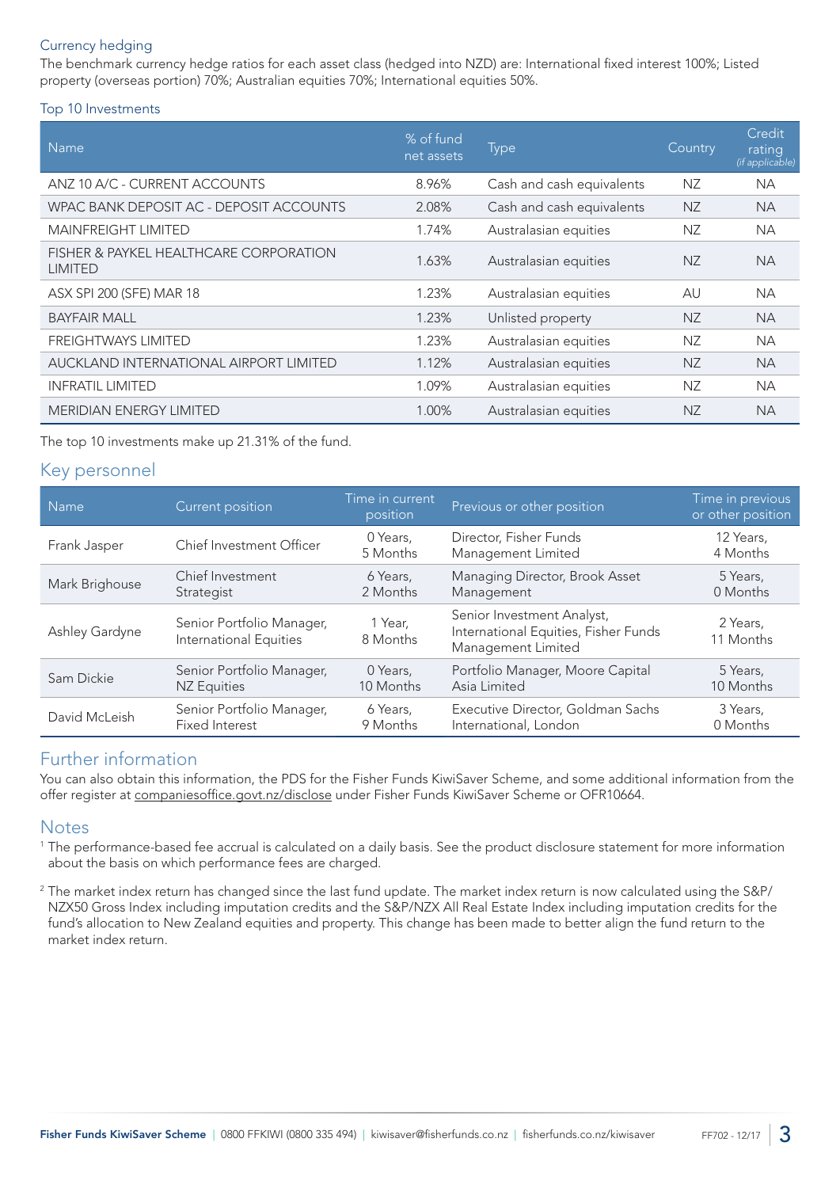### Currency hedging

The benchmark currency hedge ratios for each asset class (hedged into NZD) are: International fixed interest 100%; Listed property (overseas portion) 70%; Australian equities 70%; International equities 50%.

### Top 10 Investments

| Name | % of fund net assets | Type | Country | Credit rating *(if applicable)* |
|---|---|---|---|---|
| ANZ 10 A/C - CURRENT ACCOUNTS | 8.96% | Cash and cash equivalents | NZ | NA |
| WPAC BANK DEPOSIT AC - DEPOSIT ACCOUNTS | 2.08% | Cash and cash equivalents | NZ | NA |
| MAINFREIGHT LIMITED | 1.74% | Australasian equities | NZ | NA |
| FISHER & PAYKEL HEALTHCARE CORPORATION LIMITED | 1.63% | Australasian equities | NZ | NA |
| ASX SPI 200 (SFE) MAR 18 | 1.23% | Australasian equities | AU | NA |
| BAYFAIR MALL | 1.23% | Unlisted property | NZ | NA |
| FREIGHTWAYS LIMITED | 1.23% | Australasian equities | NZ | NA |
| AUCKLAND INTERNATIONAL AIRPORT LIMITED | 1.12% | Australasian equities | NZ | NA |
| INFRATIL LIMITED | 1.09% | Australasian equities | NZ | NA |
| MERIDIAN ENERGY LIMITED | 1.00% | Australasian equities | NZ | NA |

The top 10 investments make up 21.31% of the fund.

## Key personnel

| Name | Current position | Time in current position | Previous or other position | Time in previous or other position |
|---|---|---|---|---|
| Frank Jasper | Chief Investment Officer | 0 Years, 5 Months | Director, Fisher Funds Management Limited | 12 Years, 4 Months |
| Mark Brighouse | Chief Investment Strategist | 6 Years, 2 Months | Managing Director, Brook Asset Management | 5 Years, 0 Months |
| Ashley Gardyne | Senior Portfolio Manager, International Equities | 1 Year, 8 Months | Senior Investment Analyst, International Equities, Fisher Funds Management Limited | 2 Years, 11 Months |
| Sam Dickie | Senior Portfolio Manager, NZ Equities | 0 Years, 10 Months | Portfolio Manager, Moore Capital Asia Limited | 5 Years, 10 Months |
| David McLeish | Senior Portfolio Manager, Fixed Interest | 6 Years, 9 Months | Executive Director, Goldman Sachs International, London | 3 Years, 0 Months |

## Further information

You can also obtain this information, the PDS for the Fisher Funds KiwiSaver Scheme, and some additional information from the offer register at companiesoffice.govt.nz/disclose under Fisher Funds KiwiSaver Scheme or OFR10664.

## Notes

[1] The performance-based fee accrual is calculated on a daily basis. See the product disclosure statement for more information about the basis on which performance fees are charged.

[2] The market index return has changed since the last fund update. The market index return is now calculated using the S&P/NZX50 Gross Index including imputation credits and the S&P/NZX All Real Estate Index including imputation credits for the fund's allocation to New Zealand equities and property. This change has been made to better align the fund return to the market index return.